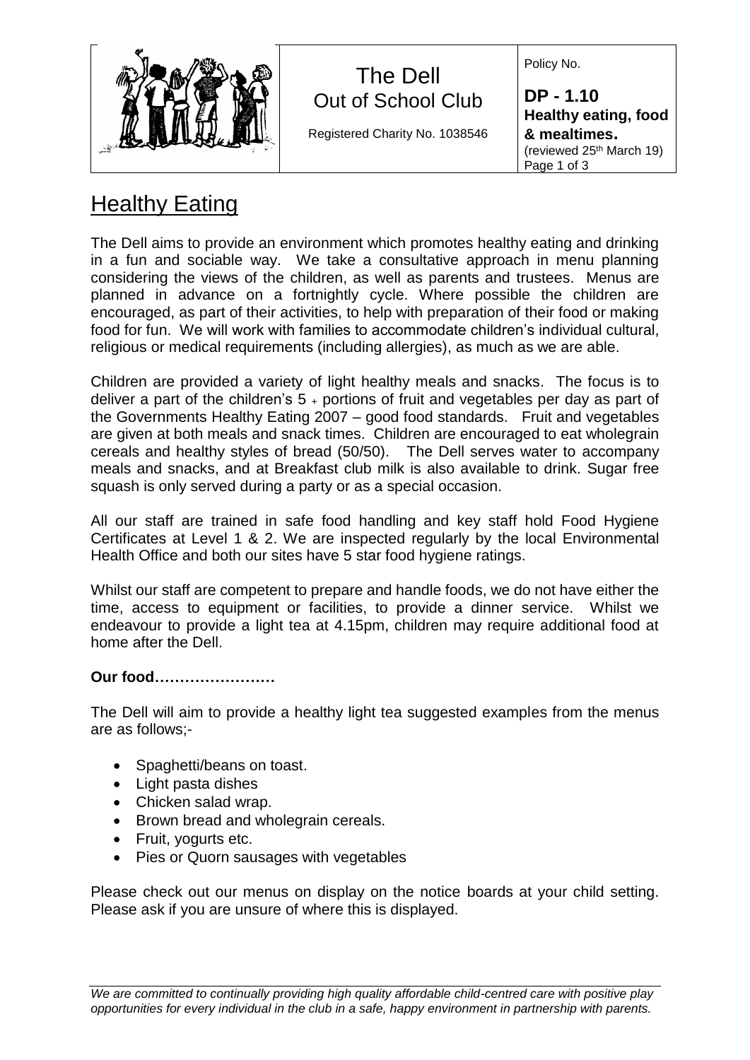| | | |
|---|---|---|
| | The Dell<br>Out of School Club<br><br>Registered Charity No. 1038546 | Policy No.<br><br>**DP - 1.10**<br>**Healthy eating, food & mealtimes.**<br>(reviewed 25th March 19) |

# Healthy Eating

The Dell aims to provide an environment which promotes healthy eating and drinking in a fun and sociable way. We take a consultative approach in menu planning considering the views of the children, as well as parents and trustees. Menus are planned in advance on a fortnightly cycle. Where possible the children are encouraged, as part of their activities, to help with preparation of their food or making food for fun. We will work with families to accommodate children's individual cultural, religious or medical requirements (including allergies), as much as we are able.

Children are provided a variety of light healthy meals and snacks. The focus is to deliver a part of the children's 5 + portions of fruit and vegetables per day as part of the Governments Healthy Eating 2007 – good food standards. Fruit and vegetables are given at both meals and snack times. Children are encouraged to eat wholegrain cereals and healthy styles of bread (50/50). The Dell serves water to accompany meals and snacks, and at Breakfast club milk is also available to drink. Sugar free squash is only served during a party or as a special occasion.

All our staff are trained in safe food handling and key staff hold Food Hygiene Certificates at Level 1 & 2. We are inspected regularly by the local Environmental Health Office and both our sites have 5 star food hygiene ratings.

Whilst our staff are competent to prepare and handle foods, we do not have either the time, access to equipment or facilities, to provide a dinner service. Whilst we endeavour to provide a light tea at 4.15pm, children may require additional food at home after the Dell.

**Our food……………………**

The Dell will aim to provide a healthy light tea suggested examples from the menus are as follows;-

- Spaghetti/beans on toast.
- Light pasta dishes
- Chicken salad wrap.
- Brown bread and wholegrain cereals.
- Fruit, yogurts etc.
- Pies or Quorn sausages with vegetables

Please check out our menus on display on the notice boards at your child setting. Please ask if you are unsure of where this is displayed.

*We are committed to continually providing high quality affordable child-centred care with positive play opportunities for every individual in the club in a safe, happy environment in partnership with parents.*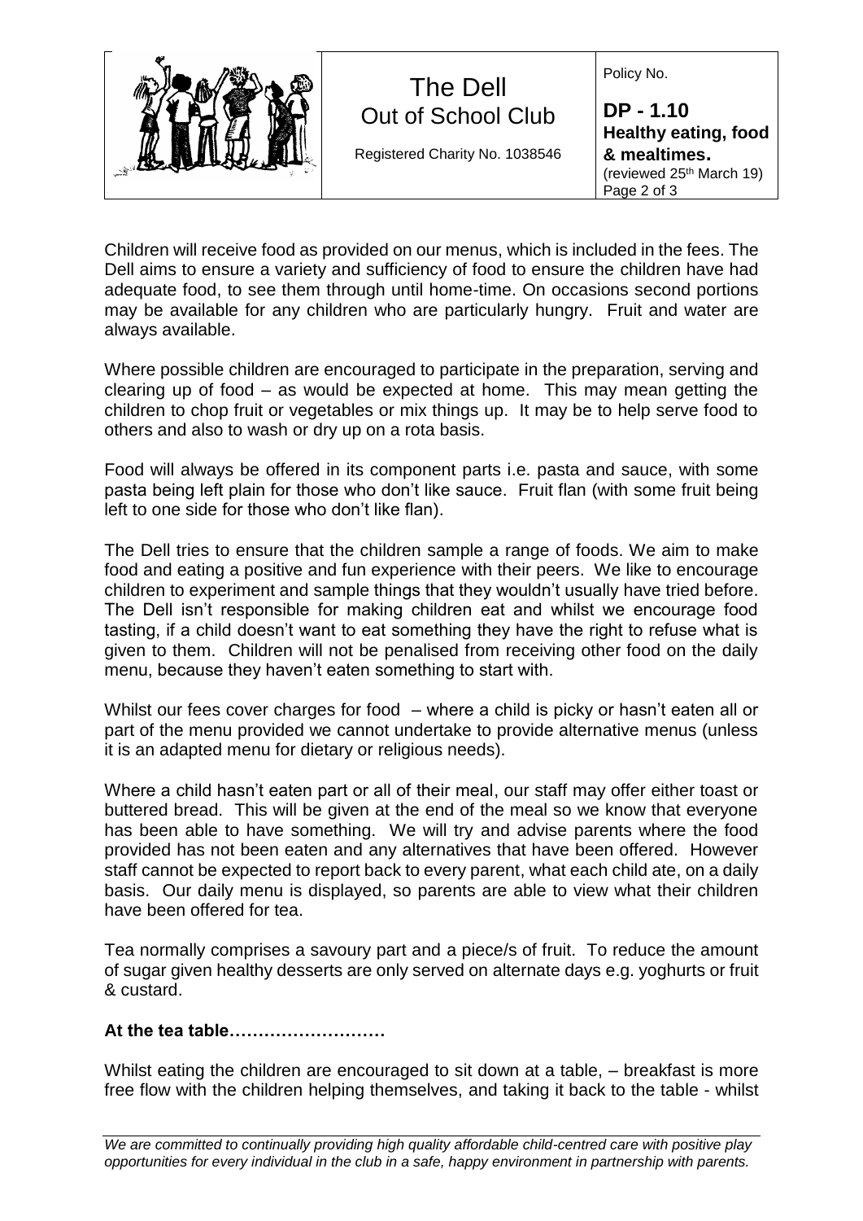Children will receive food as provided on our menus, which is included in the fees. The Dell aims to ensure a variety and sufficiency of food to ensure the children have had adequate food, to see them through until home-time. On occasions second portions may be available for any children who are particularly hungry. Fruit and water are always available.

Where possible children are encouraged to participate in the preparation, serving and clearing up of food – as would be expected at home. This may mean getting the children to chop fruit or vegetables or mix things up. It may be to help serve food to others and also to wash or dry up on a rota basis.

Food will always be offered in its component parts i.e. pasta and sauce, with some pasta being left plain for those who don't like sauce. Fruit flan (with some fruit being left to one side for those who don't like flan).

The Dell tries to ensure that the children sample a range of foods. We aim to make food and eating a positive and fun experience with their peers. We like to encourage children to experiment and sample things that they wouldn't usually have tried before. The Dell isn't responsible for making children eat and whilst we encourage food tasting, if a child doesn't want to eat something they have the right to refuse what is given to them. Children will not be penalised from receiving other food on the daily menu, because they haven't eaten something to start with.

Whilst our fees cover charges for food – where a child is picky or hasn't eaten all or part of the menu provided we cannot undertake to provide alternative menus (unless it is an adapted menu for dietary or religious needs).

Where a child hasn't eaten part or all of their meal, our staff may offer either toast or buttered bread. This will be given at the end of the meal so we know that everyone has been able to have something. We will try and advise parents where the food provided has not been eaten and any alternatives that have been offered. However staff cannot be expected to report back to every parent, what each child ate, on a daily basis. Our daily menu is displayed, so parents are able to view what their children have been offered for tea.

Tea normally comprises a savoury part and a piece/s of fruit. To reduce the amount of sugar given healthy desserts are only served on alternate days e.g. yoghurts or fruit & custard.

**At the tea table………………………**

Whilst eating the children are encouraged to sit down at a table, – breakfast is more free flow with the children helping themselves, and taking it back to the table - whilst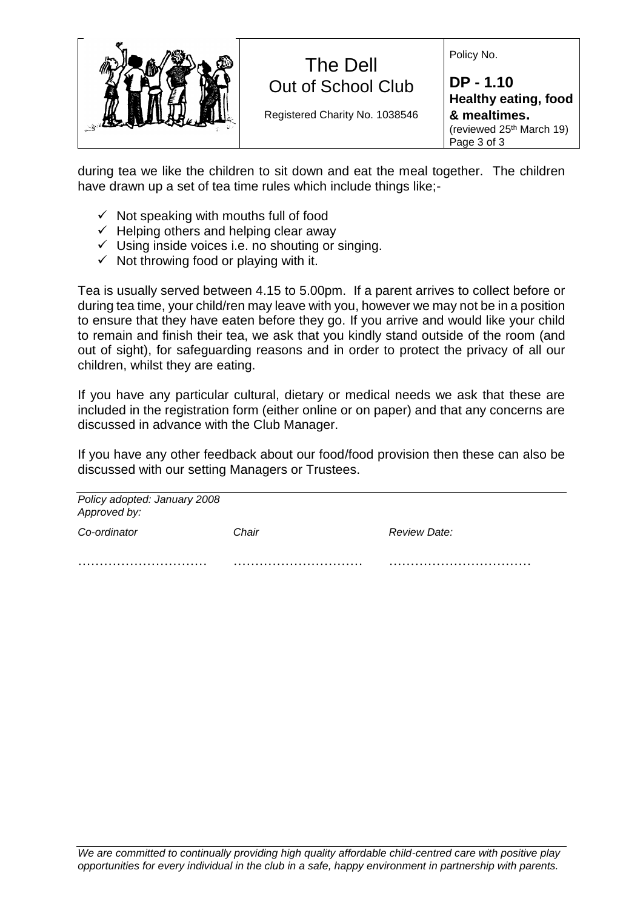during tea we like the children to sit down and eat the meal together. The children have drawn up a set of tea time rules which include things like;-

- ✓ Not speaking with mouths full of food
- ✓ Helping others and helping clear away
- ✓ Using inside voices i.e. no shouting or singing.
- ✓ Not throwing food or playing with it.

Tea is usually served between 4.15 to 5.00pm. If a parent arrives to collect before or during tea time, your child/ren may leave with you, however we may not be in a position to ensure that they have eaten before they go. If you arrive and would like your child to remain and finish their tea, we ask that you kindly stand outside of the room (and out of sight), for safeguarding reasons and in order to protect the privacy of all our children, whilst they are eating.

If you have any particular cultural, dietary or medical needs we ask that these are included in the registration form (either online or on paper) and that any concerns are discussed in advance with the Club Manager.

If you have any other feedback about our food/food provision then these can also be discussed with our setting Managers or Trustees.

---

*Policy adopted: January 2008*
*Approved by:*

| | | |
|---|---|---|
| *Co-ordinator* | *Chair* | *Review Date:* |
| ………………………… | ………………………… | …………………………… |

*We are committed to continually providing high quality affordable child-centred care with positive play opportunities for every individual in the club in a safe, happy environment in partnership with parents.*